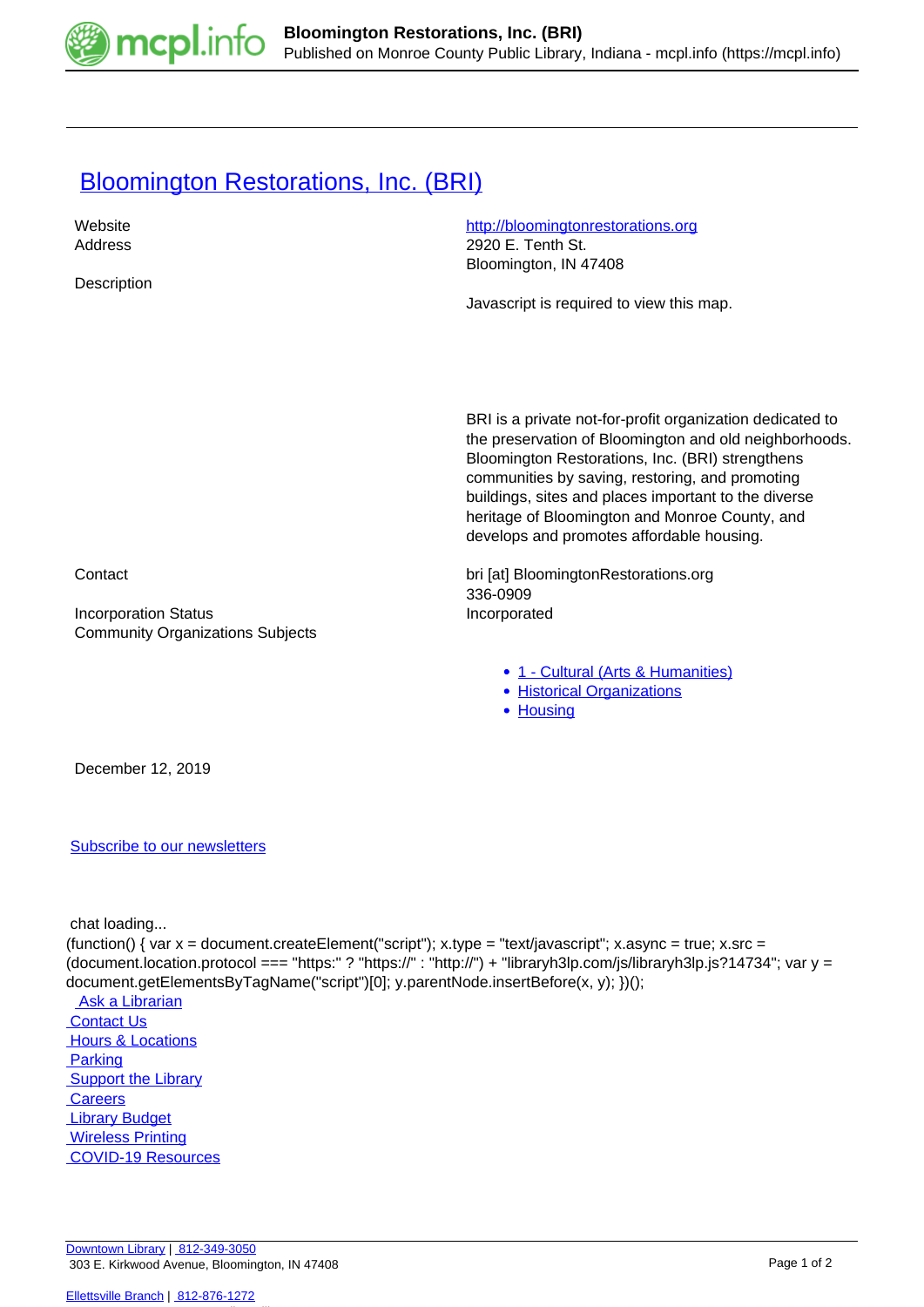# Bloomington Restorations, Inc. (BRI)

| | |
|---|---|
| Website | http://bloomingtonrestorations.org |
| Address | 2920 E. Tenth St.<br>Bloomington, IN 47408 |
| Description | Javascript is required to view this map.<br><br>BRI is a private not-for-profit organization dedicated to the preservation of Bloomington and old neighborhoods. Bloomington Restorations, Inc. (BRI) strengthens communities by saving, restoring, and promoting buildings, sites and places important to the diverse heritage of Bloomington and Monroe County, and develops and promotes affordable housing. |
| Contact | bri [at] BloomingtonRestorations.org<br>336-0909 |
| Incorporation Status | Incorporated |
| Community Organizations Subjects | 1 - Cultural (Arts & Humanities)<br>Historical Organizations<br>Housing |

December 12, 2019

Subscribe to our newsletters

chat loading...

```
(function() { var x = document.createElement("script"); x.type = "text/javascript"; x.async = true; x.src = (document.location.protocol === "https:" ? "https://" : "http://") + "libraryh3lp.com/js/libraryh3lp.js?14734"; var y = document.getElementsByTagName("script")[0]; y.parentNode.insertBefore(x, y); })();
```

- Ask a Librarian
- Contact Us
- Hours & Locations
- Parking
- Support the Library
- Careers
- Library Budget
- Wireless Printing
- COVID-19 Resources

Downtown Library | 812-349-3050
303 E. Kirkwood Avenue, Bloomington, IN 47408

Ellettsville Branch | 812-876-1272